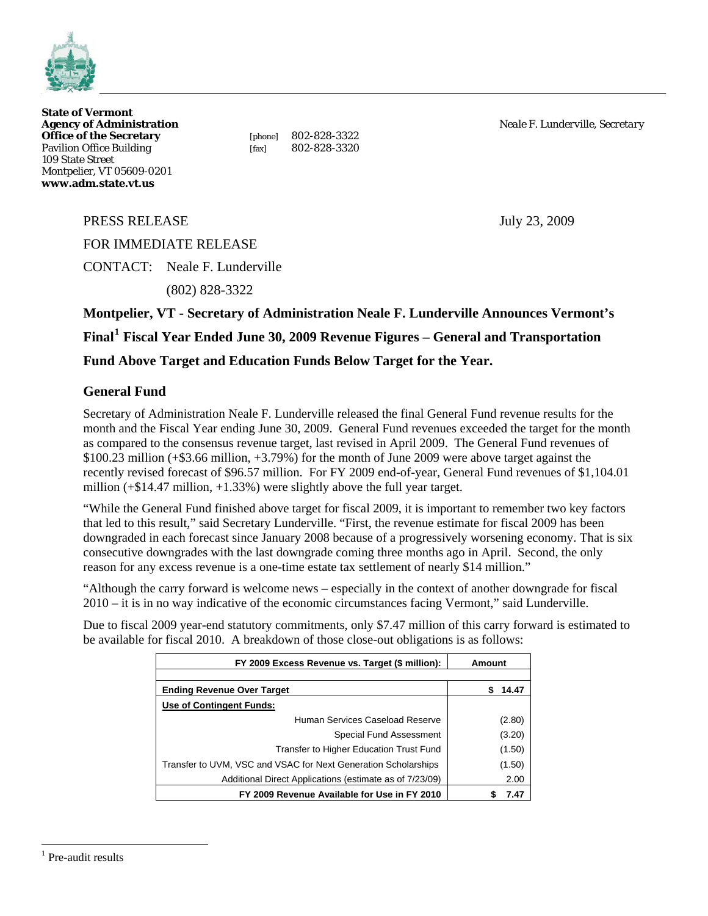**State of Vermont**
**Agency of Administration**
**Office of the Secretary**
Pavilion Office Building
109 State Street
Montpelier, VT 05609-0201
**www.adm.state.vt.us**

[phone] 802-828-3322
[fax] 802-828-3320

*Neale F. Lunderville, Secretary*

PRESS RELEASE

July 23, 2009

FOR IMMEDIATE RELEASE

CONTACT: Neale F. Lunderville

(802) 828-3322

**Montpelier, VT - Secretary of Administration Neale F. Lunderville Announces Vermont's Final[1] Fiscal Year Ended June 30, 2009 Revenue Figures – General and Transportation Fund Above Target and Education Funds Below Target for the Year.**

## General Fund

Secretary of Administration Neale F. Lunderville released the final General Fund revenue results for the month and the Fiscal Year ending June 30, 2009. General Fund revenues exceeded the target for the month as compared to the consensus revenue target, last revised in April 2009. The General Fund revenues of $100.23 million (+$3.66 million, +3.79%) for the month of June 2009 were above target against the recently revised forecast of $96.57 million. For FY 2009 end-of-year, General Fund revenues of $1,104.01 million (+$14.47 million, +1.33%) were slightly above the full year target.

"While the General Fund finished above target for fiscal 2009, it is important to remember two key factors that led to this result," said Secretary Lunderville. "First, the revenue estimate for fiscal 2009 has been downgraded in each forecast since January 2008 because of a progressively worsening economy. That is six consecutive downgrades with the last downgrade coming three months ago in April. Second, the only reason for any excess revenue is a one-time estate tax settlement of nearly $14 million."

"Although the carry forward is welcome news – especially in the context of another downgrade for fiscal 2010 – it is in no way indicative of the economic circumstances facing Vermont," said Lunderville.

Due to fiscal 2009 year-end statutory commitments, only $7.47 million of this carry forward is estimated to be available for fiscal 2010. A breakdown of those close-out obligations is as follows:

| FY 2009 Excess Revenue vs. Target ($ million): | Amount |
|---|---|
| **Ending Revenue Over Target** | **$ 14.47** |
| **Use of Contingent Funds:** | |
| Human Services Caseload Reserve | (2.80) |
| Special Fund Assessment | (3.20) |
| Transfer to Higher Education Trust Fund | (1.50) |
| Transfer to UVM, VSC and VSAC for Next Generation Scholarships | (1.50) |
| Additional Direct Applications (estimate as of 7/23/09) | 2.00 |
| **FY 2009 Revenue Available for Use in FY 2010** | **$ 7.47** |

[1] Pre-audit results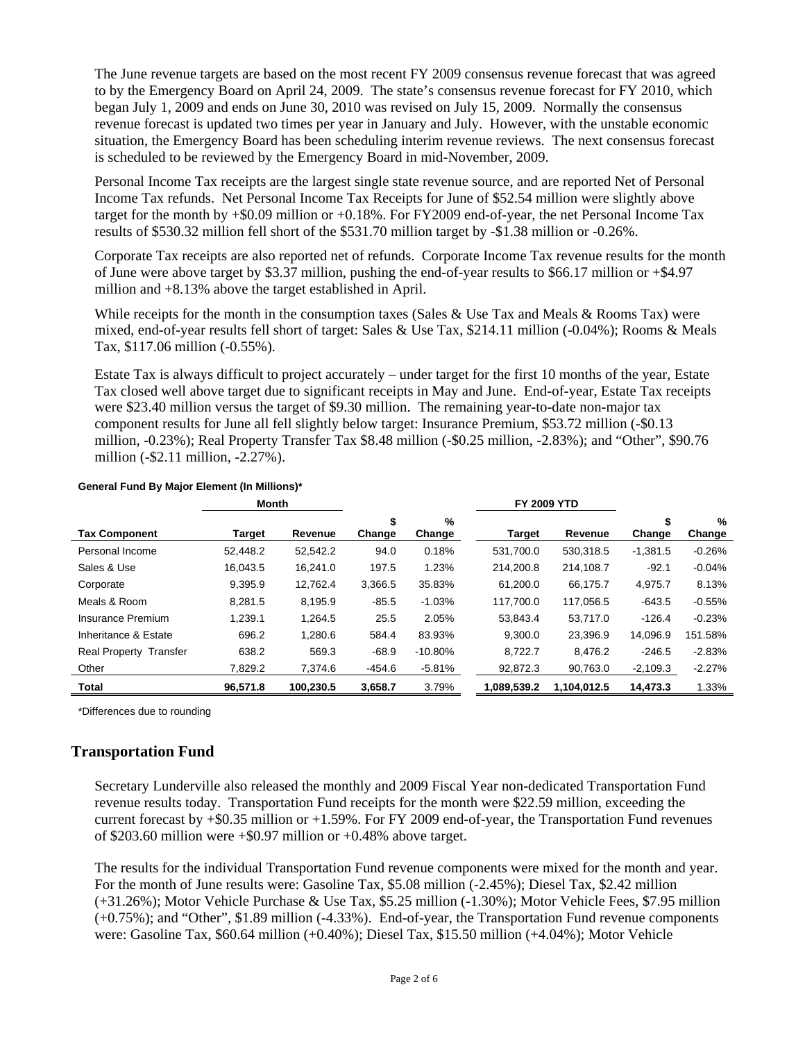The June revenue targets are based on the most recent FY 2009 consensus revenue forecast that was agreed to by the Emergency Board on April 24, 2009. The state's consensus revenue forecast for FY 2010, which began July 1, 2009 and ends on June 30, 2010 was revised on July 15, 2009. Normally the consensus revenue forecast is updated two times per year in January and July. However, with the unstable economic situation, the Emergency Board has been scheduling interim revenue reviews. The next consensus forecast is scheduled to be reviewed by the Emergency Board in mid-November, 2009.

Personal Income Tax receipts are the largest single state revenue source, and are reported Net of Personal Income Tax refunds. Net Personal Income Tax Receipts for June of $52.54 million were slightly above target for the month by +$0.09 million or +0.18%. For FY2009 end-of-year, the net Personal Income Tax results of $530.32 million fell short of the $531.70 million target by -$1.38 million or -0.26%.

Corporate Tax receipts are also reported net of refunds. Corporate Income Tax revenue results for the month of June were above target by $3.37 million, pushing the end-of-year results to $66.17 million or +$4.97 million and +8.13% above the target established in April.

While receipts for the month in the consumption taxes (Sales & Use Tax and Meals & Rooms Tax) were mixed, end-of-year results fell short of target: Sales & Use Tax, $214.11 million (-0.04%); Rooms & Meals Tax, $117.06 million (-0.55%).

Estate Tax is always difficult to project accurately – under target for the first 10 months of the year, Estate Tax closed well above target due to significant receipts in May and June. End-of-year, Estate Tax receipts were $23.40 million versus the target of $9.30 million. The remaining year-to-date non-major tax component results for June all fell slightly below target: Insurance Premium, $53.72 million (-$0.13 million, -0.23%); Real Property Transfer Tax $8.48 million (-$0.25 million, -2.83%); and "Other", $90.76 million (-$2.11 million, -2.27%).

**General Fund By Major Element (In Millions)***

| | Month | | | | FY 2009 YTD | | | |
|---|---|---|---|---|---|---|---|---|
| **Tax Component** | **Target** | **Revenue** | **$ Change** | **% Change** | **Target** | **Revenue** | **$ Change** | **% Change** |
| Personal Income | 52,448.2 | 52,542.2 | 94.0 | 0.18% | 531,700.0 | 530,318.5 | -1,381.5 | -0.26% |
| Sales & Use | 16,043.5 | 16,241.0 | 197.5 | 1.23% | 214,200.8 | 214,108.7 | -92.1 | -0.04% |
| Corporate | 9,395.9 | 12,762.4 | 3,366.5 | 35.83% | 61,200.0 | 66,175.7 | 4,975.7 | 8.13% |
| Meals & Room | 8,281.5 | 8,195.9 | -85.5 | -1.03% | 117,700.0 | 117,056.5 | -643.5 | -0.55% |
| Insurance Premium | 1,239.1 | 1,264.5 | 25.5 | 2.05% | 53,843.4 | 53,717.0 | -126.4 | -0.23% |
| Inheritance & Estate | 696.2 | 1,280.6 | 584.4 | 83.93% | 9,300.0 | 23,396.9 | 14,096.9 | 151.58% |
| Real Property Transfer | 638.2 | 569.3 | -68.9 | -10.80% | 8,722.7 | 8,476.2 | -246.5 | -2.83% |
| Other | 7,829.2 | 7,374.6 | -454.6 | -5.81% | 92,872.3 | 90,763.0 | -2,109.3 | -2.27% |
| **Total** | **96,571.8** | **100,230.5** | **3,658.7** | 3.79% | **1,089,539.2** | **1,104,012.5** | **14,473.3** | 1.33% |

*Differences due to rounding

## Transportation Fund

Secretary Lunderville also released the monthly and 2009 Fiscal Year non-dedicated Transportation Fund revenue results today. Transportation Fund receipts for the month were $22.59 million, exceeding the current forecast by +$0.35 million or +1.59%. For FY 2009 end-of-year, the Transportation Fund revenues of $203.60 million were +$0.97 million or +0.48% above target.

The results for the individual Transportation Fund revenue components were mixed for the month and year. For the month of June results were: Gasoline Tax, $5.08 million (-2.45%); Diesel Tax, $2.42 million (+31.26%); Motor Vehicle Purchase & Use Tax, $5.25 million (-1.30%); Motor Vehicle Fees, $7.95 million (+0.75%); and "Other", $1.89 million (-4.33%). End-of-year, the Transportation Fund revenue components were: Gasoline Tax, $60.64 million (+0.40%); Diesel Tax, $15.50 million (+4.04%); Motor Vehicle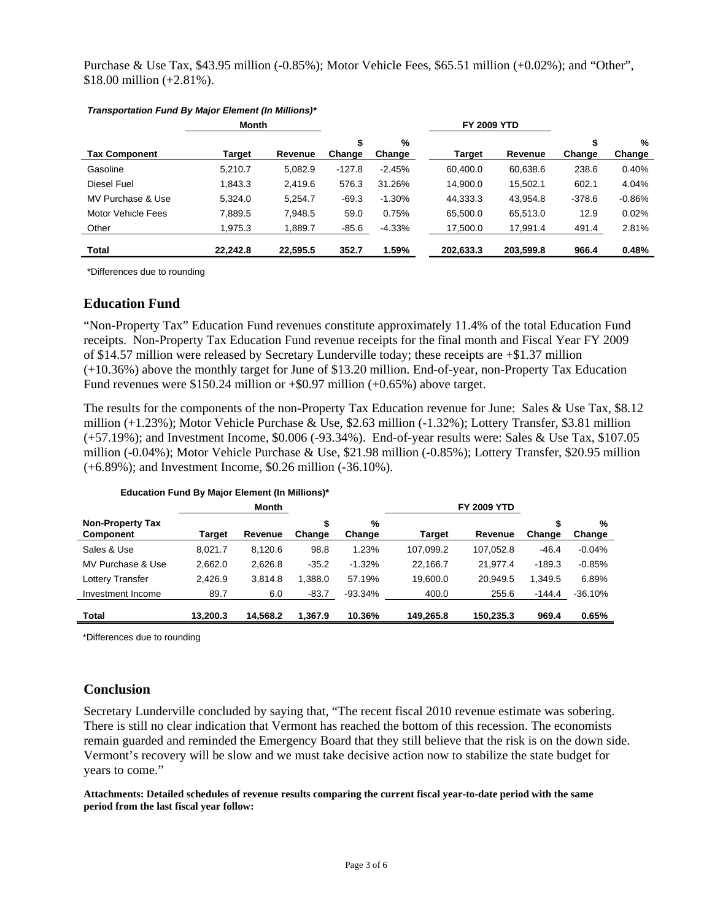Purchase & Use Tax, $43.95 million (-0.85%); Motor Vehicle Fees, $65.51 million (+0.02%); and "Other", $18.00 million (+2.81%).

***Transportation Fund By Major Element (In Millions)****

| | Month | | | | FY 2009 YTD | | | |
|---|---|---|---|---|---|---|---|---|
| **Tax Component** | **Target** | **Revenue** | **$ Change** | **% Change** | **Target** | **Revenue** | **$ Change** | **% Change** |
| Gasoline | 5,210.7 | 5,082.9 | -127.8 | -2.45% | 60,400.0 | 60,638.6 | 238.6 | 0.40% |
| Diesel Fuel | 1,843.3 | 2,419.6 | 576.3 | 31.26% | 14,900.0 | 15,502.1 | 602.1 | 4.04% |
| MV Purchase & Use | 5,324.0 | 5,254.7 | -69.3 | -1.30% | 44,333.3 | 43,954.8 | -378.6 | -0.86% |
| Motor Vehicle Fees | 7,889.5 | 7,948.5 | 59.0 | 0.75% | 65,500.0 | 65,513.0 | 12.9 | 0.02% |
| Other | 1,975.3 | 1,889.7 | -85.6 | -4.33% | 17,500.0 | 17,991.4 | 491.4 | 2.81% |
| **Total** | **22,242.8** | **22,595.5** | **352.7** | **1.59%** | **202,633.3** | **203,599.8** | **966.4** | **0.48%** |

*Differences due to rounding

## Education Fund

"Non-Property Tax" Education Fund revenues constitute approximately 11.4% of the total Education Fund receipts. Non-Property Tax Education Fund revenue receipts for the final month and Fiscal Year FY 2009 of $14.57 million were released by Secretary Lunderville today; these receipts are +$1.37 million (+10.36%) above the monthly target for June of $13.20 million. End-of-year, non-Property Tax Education Fund revenues were $150.24 million or +$0.97 million (+0.65%) above target.

The results for the components of the non-Property Tax Education revenue for June: Sales & Use Tax, $8.12 million (+1.23%); Motor Vehicle Purchase & Use, $2.63 million (-1.32%); Lottery Transfer, $3.81 million (+57.19%); and Investment Income, $0.006 (-93.34%). End-of-year results were: Sales & Use Tax, $107.05 million (-0.04%); Motor Vehicle Purchase & Use, $21.98 million (-0.85%); Lottery Transfer, $20.95 million (+6.89%); and Investment Income, $0.26 million (-36.10%).

**Education Fund By Major Element (In Millions)***

| | Month | | | | FY 2009 YTD | | | |
|---|---|---|---|---|---|---|---|---|
| **Non-Property Tax Component** | **Target** | **Revenue** | **$ Change** | **% Change** | **Target** | **Revenue** | **$ Change** | **% Change** |
| Sales & Use | 8,021.7 | 8,120.6 | 98.8 | 1.23% | 107,099.2 | 107,052.8 | -46.4 | -0.04% |
| MV Purchase & Use | 2,662.0 | 2,626.8 | -35.2 | -1.32% | 22,166.7 | 21,977.4 | -189.3 | -0.85% |
| Lottery Transfer | 2,426.9 | 3,814.8 | 1,388.0 | 57.19% | 19,600.0 | 20,949.5 | 1,349.5 | 6.89% |
| Investment Income | 89.7 | 6.0 | -83.7 | -93.34% | 400.0 | 255.6 | -144.4 | -36.10% |
| **Total** | **13,200.3** | **14,568.2** | **1,367.9** | **10.36%** | **149,265.8** | **150,235.3** | **969.4** | **0.65%** |

*Differences due to rounding

## Conclusion

Secretary Lunderville concluded by saying that, "The recent fiscal 2010 revenue estimate was sobering. There is still no clear indication that Vermont has reached the bottom of this recession. The economists remain guarded and reminded the Emergency Board that they still believe that the risk is on the down side. Vermont's recovery will be slow and we must take decisive action now to stabilize the state budget for years to come."

**Attachments: Detailed schedules of revenue results comparing the current fiscal year-to-date period with the same period from the last fiscal year follow:**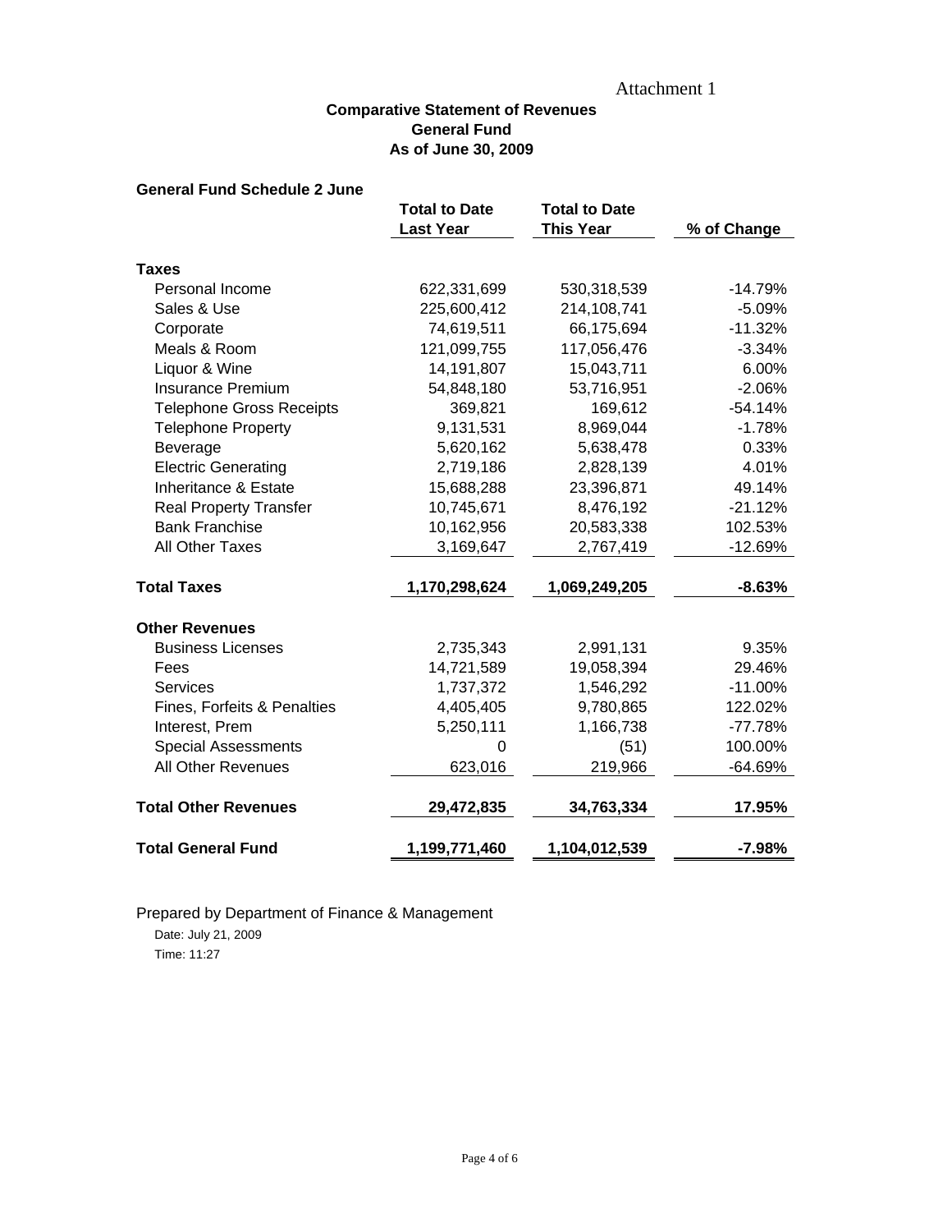Attachment 1

**Comparative Statement of Revenues**
**General Fund**
**As of June 30, 2009**

**General Fund Schedule 2 June**

| | Total to Date Last Year | Total to Date This Year | % of Change |
|---|---|---|---|
| **Taxes** | | | |
| Personal Income | 622,331,699 | 530,318,539 | -14.79% |
| Sales & Use | 225,600,412 | 214,108,741 | -5.09% |
| Corporate | 74,619,511 | 66,175,694 | -11.32% |
| Meals & Room | 121,099,755 | 117,056,476 | -3.34% |
| Liquor & Wine | 14,191,807 | 15,043,711 | 6.00% |
| Insurance Premium | 54,848,180 | 53,716,951 | -2.06% |
| Telephone Gross Receipts | 369,821 | 169,612 | -54.14% |
| Telephone Property | 9,131,531 | 8,969,044 | -1.78% |
| Beverage | 5,620,162 | 5,638,478 | 0.33% |
| Electric Generating | 2,719,186 | 2,828,139 | 4.01% |
| Inheritance & Estate | 15,688,288 | 23,396,871 | 49.14% |
| Real Property Transfer | 10,745,671 | 8,476,192 | -21.12% |
| Bank Franchise | 10,162,956 | 20,583,338 | 102.53% |
| All Other Taxes | 3,169,647 | 2,767,419 | -12.69% |
| **Total Taxes** | **1,170,298,624** | **1,069,249,205** | **-8.63%** |
| **Other Revenues** | | | |
| Business Licenses | 2,735,343 | 2,991,131 | 9.35% |
| Fees | 14,721,589 | 19,058,394 | 29.46% |
| Services | 1,737,372 | 1,546,292 | -11.00% |
| Fines, Forfeits & Penalties | 4,405,405 | 9,780,865 | 122.02% |
| Interest, Prem | 5,250,111 | 1,166,738 | -77.78% |
| Special Assessments | 0 | (51) | 100.00% |
| All Other Revenues | 623,016 | 219,966 | -64.69% |
| **Total Other Revenues** | **29,472,835** | **34,763,334** | **17.95%** |
| **Total General Fund** | **1,199,771,460** | **1,104,012,539** | **-7.98%** |

Prepared by Department of Finance & Management

Date: July 21, 2009

Time: 11:27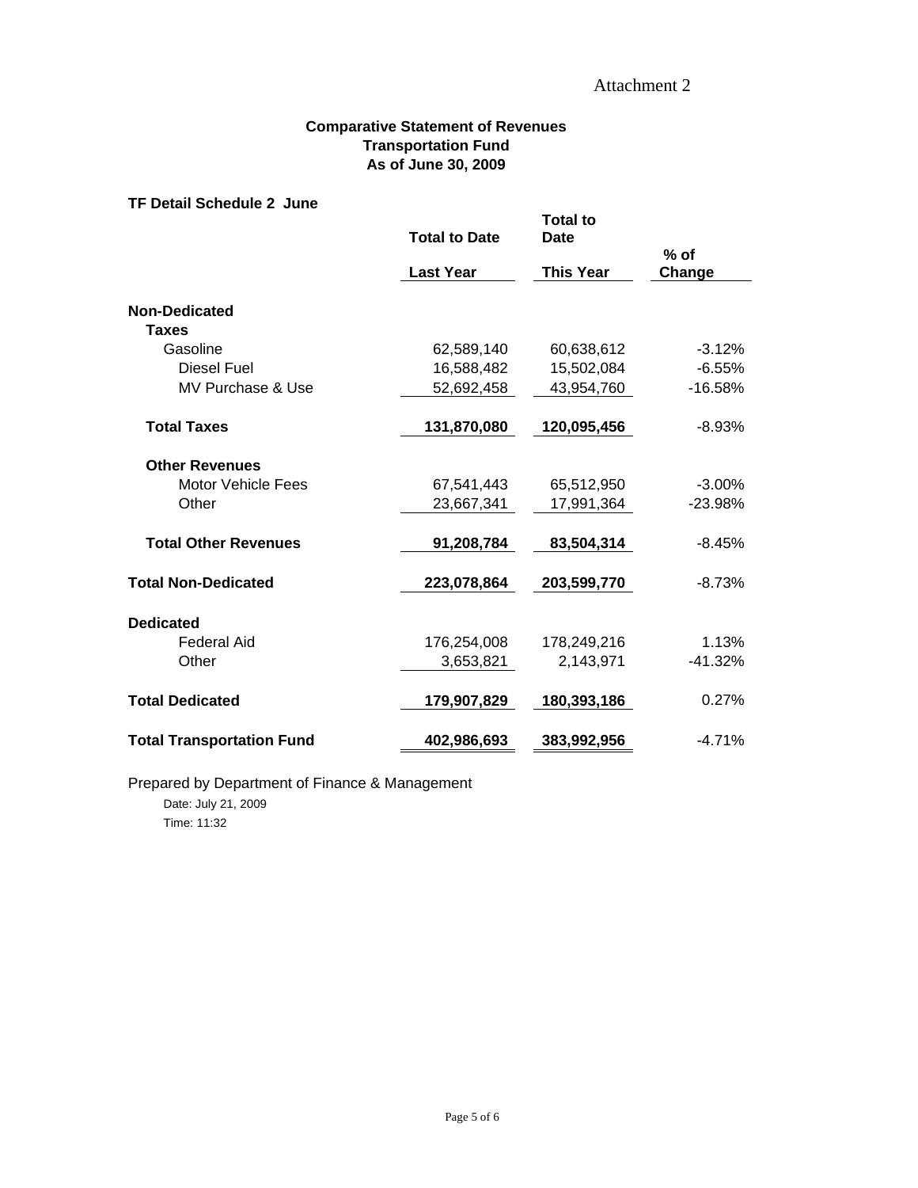Attachment 2

**Comparative Statement of Revenues**
**Transportation Fund**
**As of June 30, 2009**

**TF Detail Schedule 2 June**

| | Total to Date Last Year | Total to Date This Year | % of Change |
|---|---|---|---|
| **Non-Dedicated** | | | |
| **Taxes** | | | |
| Gasoline | 62,589,140 | 60,638,612 | -3.12% |
| Diesel Fuel | 16,588,482 | 15,502,084 | -6.55% |
| MV Purchase & Use | 52,692,458 | 43,954,760 | -16.58% |
| **Total Taxes** | **131,870,080** | **120,095,456** | -8.93% |
| **Other Revenues** | | | |
| Motor Vehicle Fees | 67,541,443 | 65,512,950 | -3.00% |
| Other | 23,667,341 | 17,991,364 | -23.98% |
| **Total Other Revenues** | **91,208,784** | **83,504,314** | -8.45% |
| **Total Non-Dedicated** | **223,078,864** | **203,599,770** | -8.73% |
| **Dedicated** | | | |
| Federal Aid | 176,254,008 | 178,249,216 | 1.13% |
| Other | 3,653,821 | 2,143,971 | -41.32% |
| **Total Dedicated** | **179,907,829** | **180,393,186** | 0.27% |
| **Total Transportation Fund** | **402,986,693** | **383,992,956** | -4.71% |

Prepared by Department of Finance & Management

Date: July 21, 2009

Time: 11:32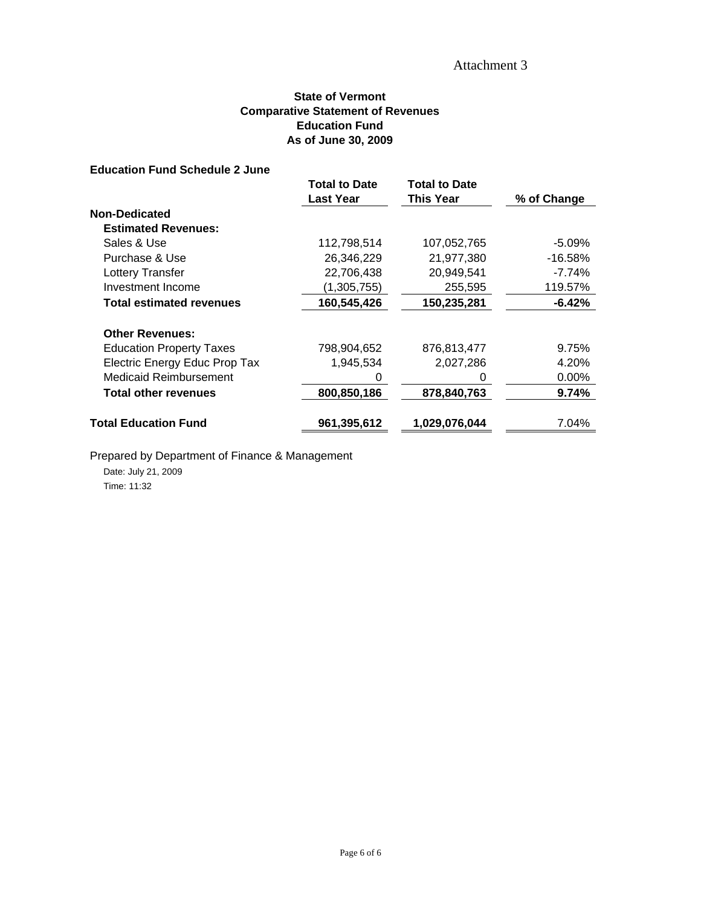Attachment 3

## State of Vermont
## Comparative Statement of Revenues
## Education Fund
## As of June 30, 2009

**Education Fund Schedule 2 June**

| | Total to Date Last Year | Total to Date This Year | % of Change |
|---|---|---|---|
| **Non-Dedicated** | | | |
| **Estimated Revenues:** | | | |
| Sales & Use | 112,798,514 | 107,052,765 | -5.09% |
| Purchase & Use | 26,346,229 | 21,977,380 | -16.58% |
| Lottery Transfer | 22,706,438 | 20,949,541 | -7.74% |
| Investment Income | (1,305,755) | 255,595 | 119.57% |
| **Total estimated revenues** | **160,545,426** | **150,235,281** | **-6.42%** |
| **Other Revenues:** | | | |
| Education Property Taxes | 798,904,652 | 876,813,477 | 9.75% |
| Electric Energy Educ Prop Tax | 1,945,534 | 2,027,286 | 4.20% |
| Medicaid Reimbursement | 0 | 0 | 0.00% |
| **Total other revenues** | **800,850,186** | **878,840,763** | **9.74%** |
| **Total Education Fund** | **961,395,612** | **1,029,076,044** | 7.04% |

Prepared by Department of Finance & Management

Date: July 21, 2009

Time: 11:32